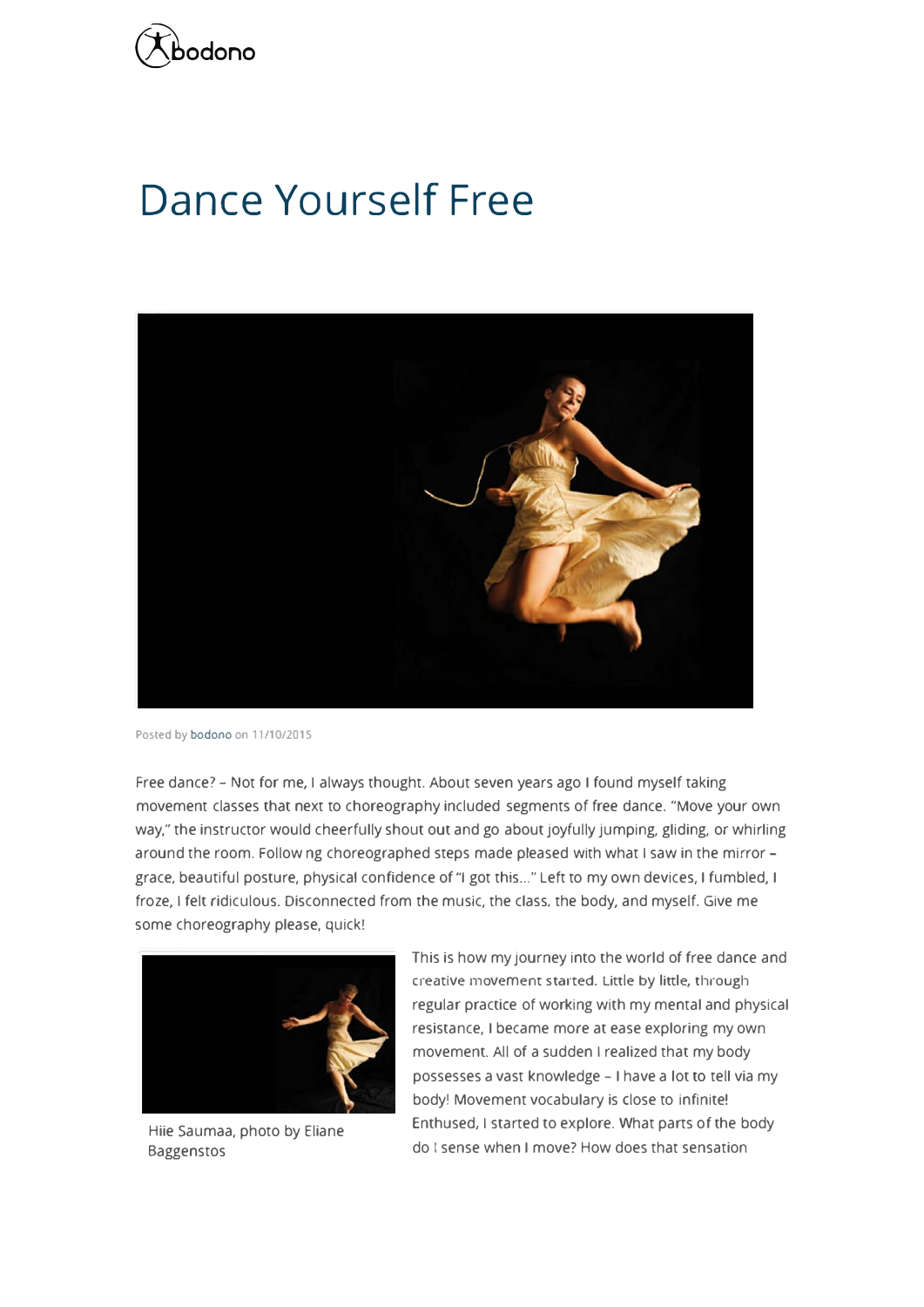# Dance Yourself Free

Posted by bodono on 11/10/2015

Free dance? – Not for me, I always thought. About seven years ago I found myself taking movement classes that next to choreography included segments of free dance. "Move your own way," the instructor would cheerfully shout out and go about joyfully jumping, gliding, or whirling around the room. Follow ng choreographed steps made pleased with what I saw in the mirror – grace, beautiful posture, physical confidence of "I got this…" Left to my own devices, I fumbled, I froze, I felt ridiculous. Disconnected from the music, the class, the body, and myself. Give me some choreography please, quick!

Hiie Saumaa, photo by Eliane Baggenstos

This is how my journey into the world of free dance and creative movement started. Little by little, through regular practice of working with my mental and physical resistance, I became more at ease exploring my own movement. All of a sudden I realized that my body possesses a vast knowledge – I have a lot to tell via my body! Movement vocabulary is close to infinite! Enthused, I started to explore. What parts of the body do I sense when I move? How does that sensation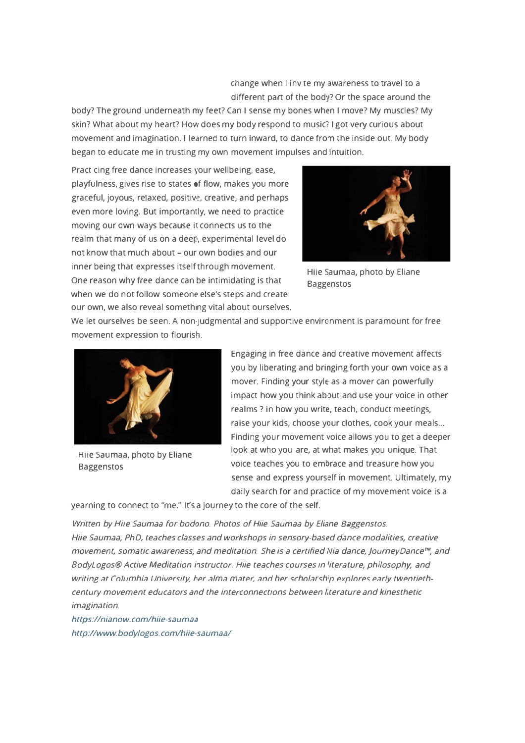change when I invite my awareness to travel to a different part of the body? Or the space around the body? The ground underneath my feet? Can I sense my bones when I move? My muscles? My skin? What about my heart? How does my body respond to music? I got very curious about movement and imagination. I learned to turn inward, to dance from the inside out. My body began to educate me in trusting my own movement impulses and intuition.

Practicing free dance increases your wellbeing, ease, playfulness, gives rise to states of flow, makes you more graceful, joyous, relaxed, positive, creative, and perhaps even more loving. But importantly, we need to practice moving our own ways because it connects us to the realm that many of us on a deep, experimental level do not know that much about – our own bodies and our inner being that expresses itself through movement. One reason why free dance can be intimidating is that when we do not follow someone else's steps and create our own, we also reveal something vital about ourselves. We let ourselves be seen. A non-judgmental and supportive environment is paramount for free movement expression to flourish.

Hiie Saumaa, photo by Eliane Baggenstos

Engaging in free dance and creative movement affects you by liberating and bringing forth your own voice as a mover. Finding your style as a mover can powerfully impact how you think about and use your voice in other realms ? in how you write, teach, conduct meetings, raise your kids, choose your clothes, cook your meals... Finding your movement voice allows you to get a deeper look at who you are, at what makes you unique. That voice teaches you to embrace and treasure how you sense and express yourself in movement. Ultimately, my daily search for and practice of my movement voice is a yearning to connect to "me." It's a journey to the core of the self.

Hiie Saumaa, photo by Eliane Baggenstos

*Written by Hiie Saumaa for bodono. Photos of Hiie Saumaa by Eliane Baggenstos.*
*Hiie Saumaa, PhD, teaches classes and workshops in sensory-based dance modalities, creative movement, somatic awareness, and meditation. She is a certified Nia dance, JourneyDance™, and BodyLogos® Active Meditation instructor. Hiie teaches courses in literature, philosophy, and writing at Columbia University, her alma mater, and her scholarship explores early twentieth-century movement educators and the interconnections between literature and kinesthetic imagination.*
*https://nianow.com/hiie-saumaa*
*http://www.bodylogos.com/hiie-saumaa/*